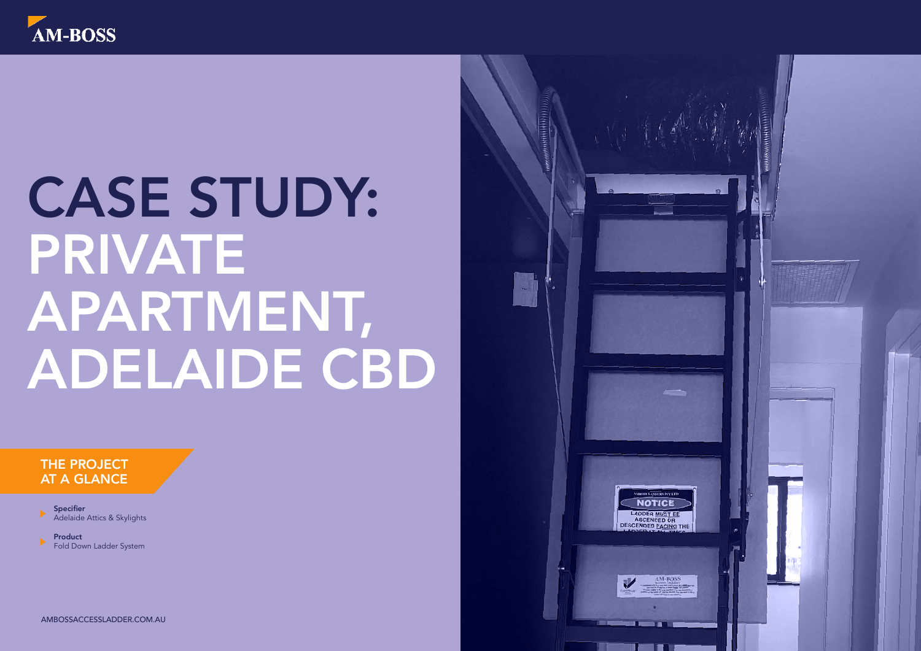AM-BOSS

# CASE STUDY: PRIVATE APARTMENT, ADELAIDE CBD

## THE PROJECT AT A GLANCE

- **Specifier**
  Adelaide Attics & Skylights
- **Product**
  Fold Down Ladder System

AMBOSSACCESSLADDER.COM.AU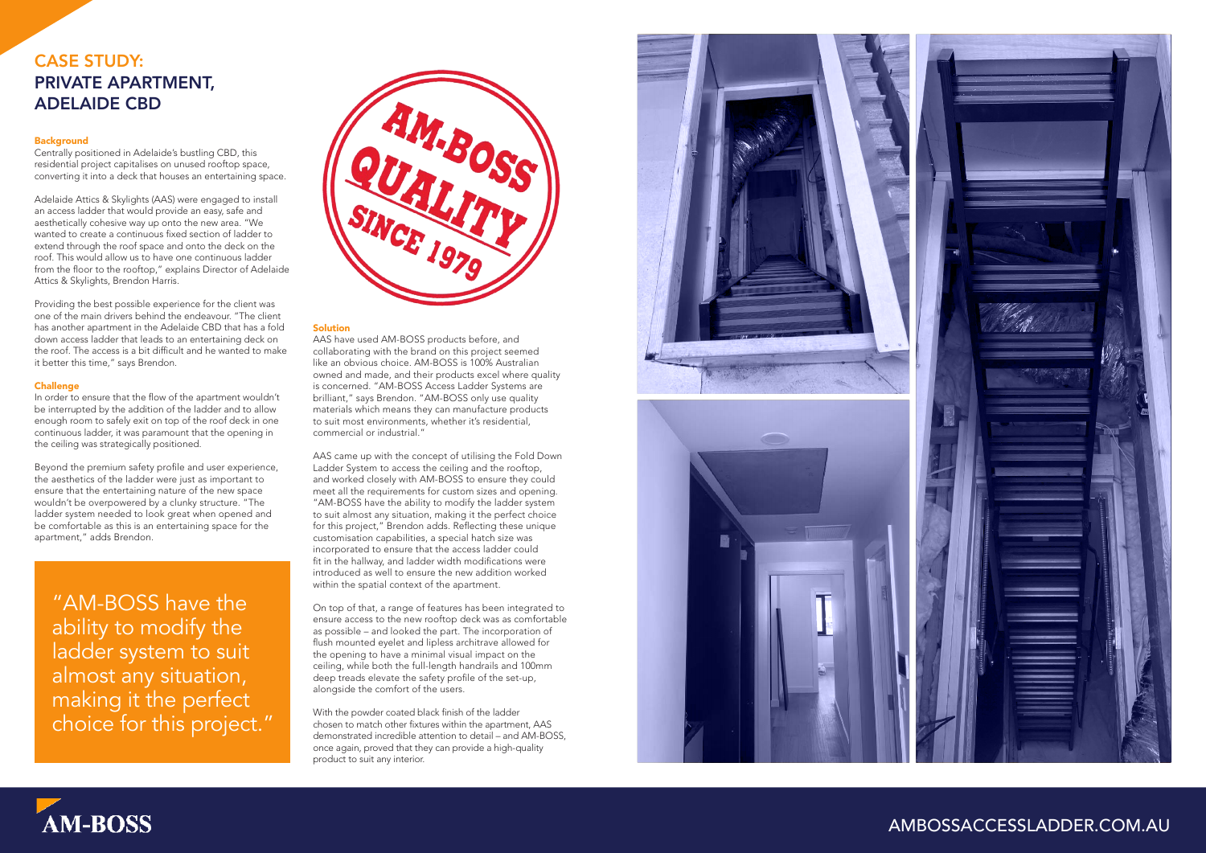# CASE STUDY: PRIVATE APARTMENT, ADELAIDE CBD

### Background

Centrally positioned in Adelaide's bustling CBD, this residential project capitalises on unused rooftop space, converting it into a deck that houses an entertaining space.

Adelaide Attics & Skylights (AAS) were engaged to install an access ladder that would provide an easy, safe and aesthetically cohesive way up onto the new area. "We wanted to create a continuous fixed section of ladder to extend through the roof space and onto the deck on the roof. This would allow us to have one continuous ladder from the floor to the rooftop," explains Director of Adelaide Attics & Skylights, Brendon Harris.

Providing the best possible experience for the client was one of the main drivers behind the endeavour. "The client has another apartment in the Adelaide CBD that has a fold down access ladder that leads to an entertaining deck on the roof. The access is a bit difficult and he wanted to make it better this time," says Brendon.

### Challenge

In order to ensure that the flow of the apartment wouldn't be interrupted by the addition of the ladder and to allow enough room to safely exit on top of the roof deck in one continuous ladder, it was paramount that the opening in the ceiling was strategically positioned.

Beyond the premium safety profile and user experience, the aesthetics of the ladder were just as important to ensure that the entertaining nature of the new space wouldn't be overpowered by a clunky structure. "The ladder system needed to look great when opened and be comfortable as this is an entertaining space for the apartment," adds Brendon.

> "AM-BOSS have the ability to modify the ladder system to suit almost any situation, making it the perfect choice for this project."

AM-BOSS QUALITY SINCE 1979

### Solution

AAS have used AM-BOSS products before, and collaborating with the brand on this project seemed like an obvious choice. AM-BOSS is 100% Australian owned and made, and their products excel where quality is concerned. "AM-BOSS Access Ladder Systems are brilliant," says Brendon. "AM-BOSS only use quality materials which means they can manufacture products to suit most environments, whether it's residential, commercial or industrial."

AAS came up with the concept of utilising the Fold Down Ladder System to access the ceiling and the rooftop, and worked closely with AM-BOSS to ensure they could meet all the requirements for custom sizes and opening. "AM-BOSS have the ability to modify the ladder system to suit almost any situation, making it the perfect choice for this project," Brendon adds. Reflecting these unique customisation capabilities, a special hatch size was incorporated to ensure that the access ladder could fit in the hallway, and ladder width modifications were introduced as well to ensure the new addition worked within the spatial context of the apartment.

On top of that, a range of features has been integrated to ensure access to the new rooftop deck was as comfortable as possible – and looked the part. The incorporation of flush mounted eyelet and lipless architrave allowed for the opening to have a minimal visual impact on the ceiling, while both the full-length handrails and 100mm deep treads elevate the safety profile of the set-up, alongside the comfort of the users.

With the powder coated black finish of the ladder chosen to match other fixtures within the apartment, AAS demonstrated incredible attention to detail – and AM-BOSS, once again, proved that they can provide a high-quality product to suit any interior.

AM-BOSS

AMBOSSACCESSLADDER.COM.AU